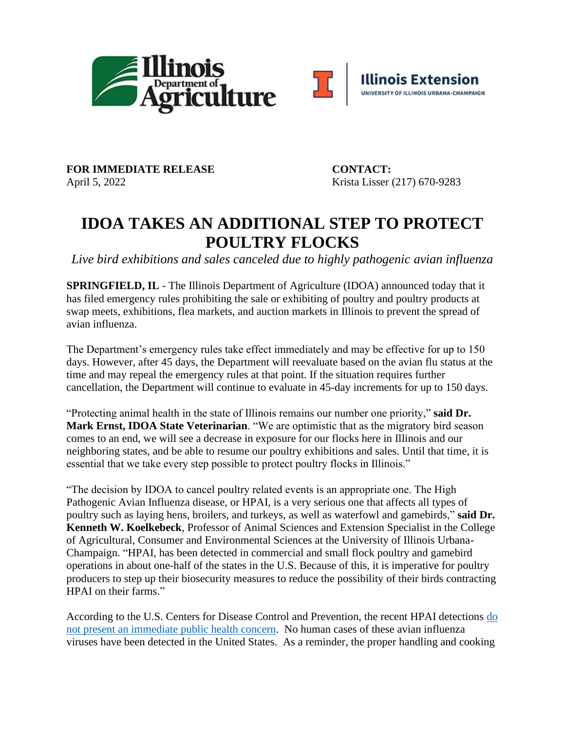**FOR IMMEDIATE RELEASE**
April 5, 2022

**CONTACT:**
Krista Lisser (217) 670-9283

# IDOA TAKES AN ADDITIONAL STEP TO PROTECT POULTRY FLOCKS

*Live bird exhibitions and sales canceled due to highly pathogenic avian influenza*

**SPRINGFIELD, IL** - The Illinois Department of Agriculture (IDOA) announced today that it has filed emergency rules prohibiting the sale or exhibiting of poultry and poultry products at swap meets, exhibitions, flea markets, and auction markets in Illinois to prevent the spread of avian influenza.

The Department's emergency rules take effect immediately and may be effective for up to 150 days. However, after 45 days, the Department will reevaluate based on the avian flu status at the time and may repeal the emergency rules at that point. If the situation requires further cancellation, the Department will continue to evaluate in 45-day increments for up to 150 days.

"Protecting animal health in the state of Illinois remains our number one priority," **said Dr. Mark Ernst, IDOA State Veterinarian**. "We are optimistic that as the migratory bird season comes to an end, we will see a decrease in exposure for our flocks here in Illinois and our neighboring states, and be able to resume our poultry exhibitions and sales. Until that time, it is essential that we take every step possible to protect poultry flocks in Illinois."

"The decision by IDOA to cancel poultry related events is an appropriate one. The High Pathogenic Avian Influenza disease, or HPAI, is a very serious one that affects all types of poultry such as laying hens, broilers, and turkeys, as well as waterfowl and gamebirds," **said Dr. Kenneth W. Koelkebeck**, Professor of Animal Sciences and Extension Specialist in the College of Agricultural, Consumer and Environmental Sciences at the University of Illinois Urbana-Champaign. "HPAI, has been detected in commercial and small flock poultry and gamebird operations in about one-half of the states in the U.S. Because of this, it is imperative for poultry producers to step up their biosecurity measures to reduce the possibility of their birds contracting HPAI on their farms."

According to the U.S. Centers for Disease Control and Prevention, the recent HPAI detections do not present an immediate public health concern. No human cases of these avian influenza viruses have been detected in the United States. As a reminder, the proper handling and cooking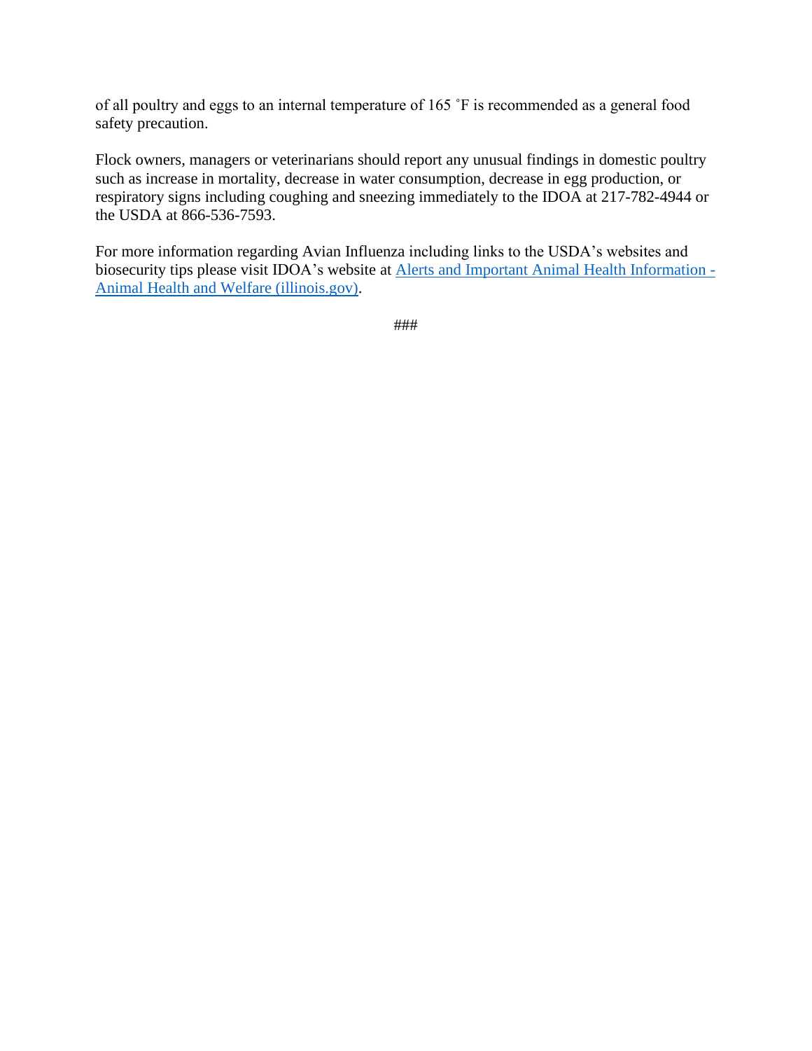of all poultry and eggs to an internal temperature of 165 ˚F is recommended as a general food safety precaution.

Flock owners, managers or veterinarians should report any unusual findings in domestic poultry such as increase in mortality, decrease in water consumption, decrease in egg production, or respiratory signs including coughing and sneezing immediately to the IDOA at 217-782-4944 or the USDA at 866-536-7593.

For more information regarding Avian Influenza including links to the USDA's websites and biosecurity tips please visit IDOA's website at [Alerts and Important Animal Health Information - Animal Health and Welfare (illinois.gov)](#).

###